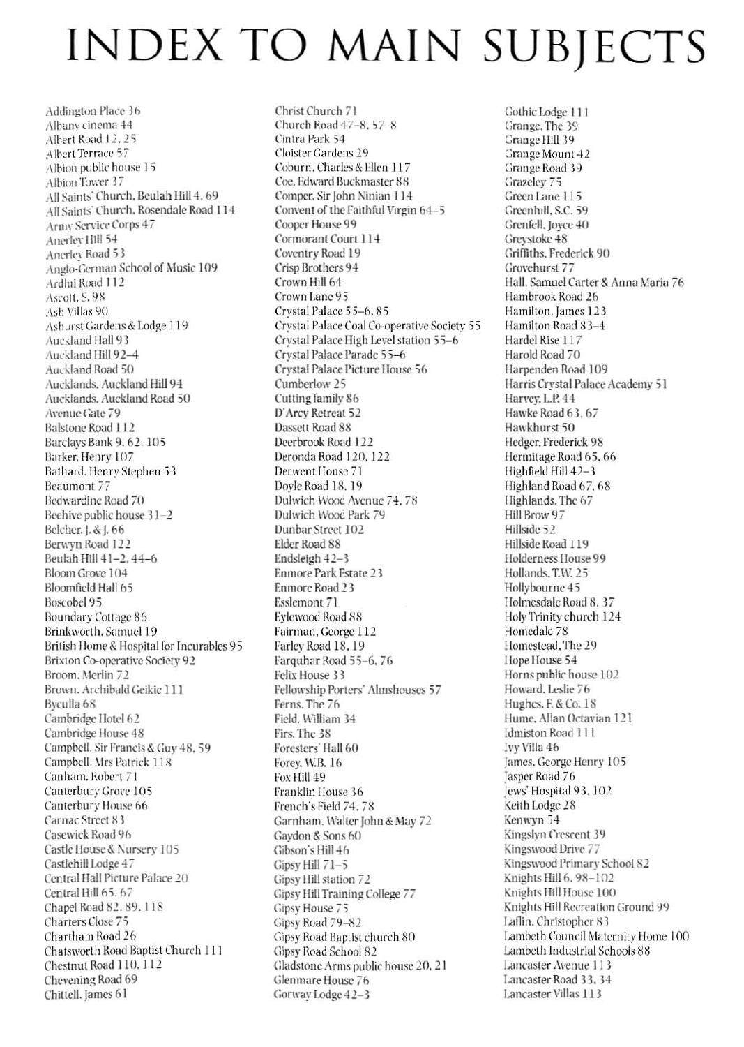# INDEX TO MAIN SUBJECTS

Addington Place 36
Albany cinema 44
Albert Road 12, 25
Albert Terrace 57
Albion public house 15
Albion Tower 37
All Saints' Church, Beulah Hill 4, 69
All Saints' Church, Rosendale Road 114
Army Service Corps 47
Anerley Hill 54
Anerley Road 53
Anglo-German School of Music 109
Ardlui Road 112
Ascott, S. 98
Ash Villas 90
Ashurst Gardens & Lodge 119
Auckland Hall 93
Auckland Hill 92–4
Auckland Road 50
Aucklands, Auckland Hill 94
Aucklands, Auckland Road 50
Avenue Gate 79
Balstone Road 112
Barclays Bank 9, 62, 105
Barker, Henry 107
Bathard, Henry Stephen 53
Beaumont 77
Bedwardine Road 70
Beehive public house 31–2
Belcher, J. & J. 66
Berwyn Road 122
Beulah Hill 41–2, 44–6
Bloom Grove 104
Bloomfield Hall 65
Boscobel 95
Boundary Cottage 86
Brinkworth, Samuel 19
British Home & Hospital for Incurables 95
Brixton Co-operative Society 92
Broom, Merlin 72
Brown, Archibald Geikie 111
Byculla 68
Cambridge Hotel 62
Cambridge House 48
Campbell, Sir Francis & Guy 48, 59
Campbell, Mrs Patrick 118
Canham, Robert 71
Canterbury Grove 105
Canterbury House 66
Carnac Street 83
Casewick Road 96
Castle House & Nursery 105
Castlehill Lodge 47
Central Hall Picture Palace 20
Central Hill 65, 67
Chapel Road 82, 89, 118
Charters Close 75
Chartham Road 26
Chatsworth Road Baptist Church 111
Chestnut Road 110, 112
Chevening Road 69
Chittell, James 61
Christ Church 71
Church Road 47–8, 57–8
Cintra Park 54
Cloister Gardens 29
Coburn, Charles & Ellen 117
Coe, Edward Buckmaster 88
Comper, Sir John Ninian 114
Convent of the Faithful Virgin 64–5
Cooper House 99
Cormorant Court 114
Coventry Road 19
Crisp Brothers 94
Crown Hill 64
Crown Lane 95
Crystal Palace 55–6, 85
Crystal Palace Coal Co-operative Society 55
Crystal Palace High Level station 55–6
Crystal Palace Parade 55–6
Crystal Palace Picture House 56
Cumberlow 25
Cutting family 86
D'Arcy Retreat 52
Dassett Road 88
Deerbrook Road 122
Deronda Road 120, 122
Derwent House 71
Doyle Road 18, 19
Dulwich Wood Avenue 74, 78
Dulwich Wood Park 79
Dunbar Street 102
Elder Road 88
Endsleigh 42–3
Enmore Park Estate 23
Enmore Road 23
Esslemont 71
Eylewood Road 88
Fairman, George 112
Farley Road 18, 19
Farquhar Road 55–6, 76
Felix House 33
Fellowship Porters' Almshouses 57
Ferns, The 76
Field, William 34
Firs, The 38
Foresters' Hall 60
Forey, W.B. 16
Fox Hill 49
Franklin House 36
French's Field 74, 78
Garnham, Walter John & May 72
Gaydon & Sons 60
Gibson's Hill 46
Gipsy Hill 71–5
Gipsy Hill station 72
Gipsy Hill Training College 77
Gipsy House 75
Gipsy Road 79–82
Gipsy Road Baptist church 80
Gipsy Road School 82
Gladstone Arms public house 20, 21
Glenmare House 76
Gorway Lodge 42–3
Gothic Lodge 111
Grange, The 39
Grange Hill 39
Grange Mount 42
Grange Road 39
Grazeley 75
Green Lane 115
Greenhill, S.C. 59
Grenfell, Joyce 40
Greystoke 48
Griffiths, Frederick 90
Grovehurst 77
Hall, Samuel Carter & Anna Maria 76
Hambrook Road 26
Hamilton, James 123
Hamilton Road 83–4
Hardel Rise 117
Harold Road 70
Harpenden Road 109
Harris Crystal Palace Academy 51
Harvey, L.P. 44
Hawke Road 63, 67
Hawkhurst 50
Hedger, Frederick 98
Hermitage Road 65, 66
Highfield Hill 42–3
Highland Road 67, 68
Highlands, The 67
Hill Brow 97
Hillside 52
Hillside Road 119
Holderness House 99
Hollands, T.W. 25
Hollybourne 45
Holmesdale Road 8, 37
Holy Trinity church 124
Homedale 78
Homestead, The 29
Hope House 54
Horns public house 102
Howard, Leslie 76
Hughes, F. & Co. 18
Hume, Allan Octavian 121
Idmiston Road 111
Ivy Villa 46
James, George Henry 105
Jasper Road 76
Jews' Hospital 93, 102
Keith Lodge 28
Kenwyn 54
Kingslyn Crescent 39
Kingswood Drive 77
Kingswood Primary School 82
Knights Hill 6, 98–102
Knights Hill House 100
Knights Hill Recreation Ground 99
Laflin, Christopher 83
Lambeth Council Maternity Home 100
Lambeth Industrial Schools 88
Lancaster Avenue 113
Lancaster Road 33, 34
Lancaster Villas 113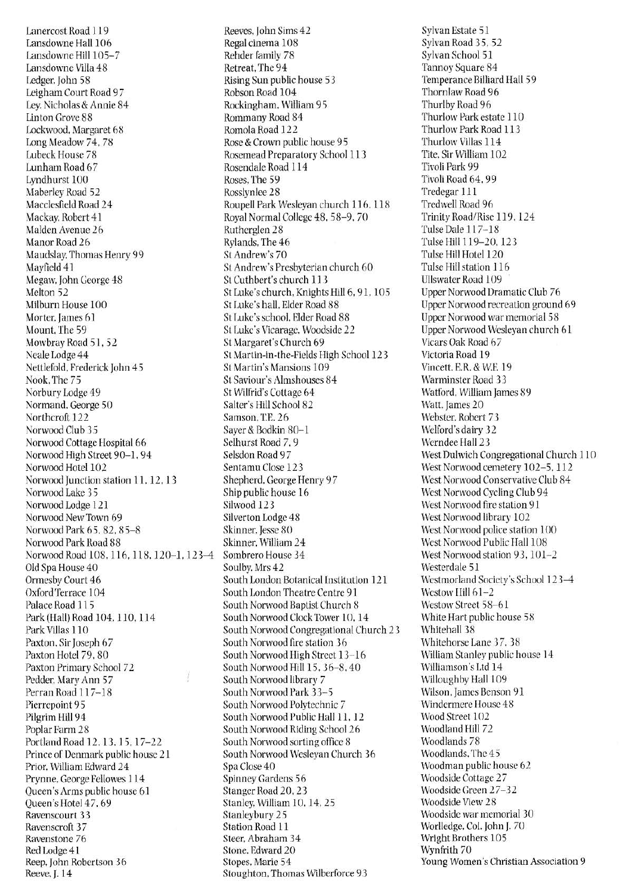Lanercost Road 119
Lansdowne Hall 106
Lansdowne Hill 105–7
Lansdowne Villa 48
Ledger, John 58
Leigham Court Road 97
Ley, Nicholas & Annie 84
Linton Grove 88
Lockwood, Margaret 68
Long Meadow 74, 78
Lubeck House 78
Lunham Road 67
Lyndhurst 100
Maberley Road 52
Macclesfield Road 24
Mackay, Robert 41
Malden Avenue 26
Manor Road 26
Maudslay, Thomas Henry 99
Mayfield 41
Megaw, John George 48
Melton 52
Milburn House 100
Morter, James 61
Mount, The 59
Mowbray Road 51, 52
Neale Lodge 44
Nettlefold, Frederick John 45
Nook, The 75
Norbury Lodge 49
Normand, George 50
Northcroft 122
Norwood Club 35
Norwood Cottage Hospital 66
Norwood High Street 90–1, 94
Norwood Hotel 102
Norwood Junction station 11, 12, 13
Norwood Lake 35
Norwood Lodge 121
Norwood New Town 69
Norwood Park 65, 82, 85–8
Norwood Park Road 88
Norwood Road 108, 116, 118, 120–1, 123–4
Old Spa House 40
Ormesby Court 46
Oxford Terrace 104
Palace Road 115
Park (Hall) Road 104, 110, 114
Park Villas 110
Paxton, Sir Joseph 67
Paxton Hotel 79, 80
Paxton Primary School 72
Pedder, Mary Ann 57
Perran Road 117–18
Pierrepoint 95
Pilgrim Hill 94
Poplar Farm 28
Portland Road 12, 13, 15, 17–22
Prince of Denmark public house 21
Prior, William Edward 24
Prynne, George Fellowes 114
Queen's Arms public house 61
Queen's Hotel 47, 69
Ravenscourt 33
Ravenscroft 37
Ravenstone 76
Red Lodge 41
Reep, John Robertson 36
Reeve, J. 14
Reeves, John Sims 42
Regal cinema 108
Rehder family 78
Retreat, The 94
Rising Sun public house 53
Robson Road 104
Rockingham, William 95
Rommany Road 84
Romola Road 122
Rose & Crown public house 95
Rosemead Preparatory School 113
Rosendale Road 114
Roses, The 59
Rosslynlee 28
Roupell Park Wesleyan church 116, 118
Royal Normal College 48, 58–9, 70
Rutherglen 28
Rylands, The 46
St Andrew's 70
St Andrew's Presbyterian church 60
St Cuthbert's church 113
St Luke's church, Knights Hill 6, 91, 105
St Luke's hall, Elder Road 88
St Luke's school, Elder Road 88
St Luke's Vicarage, Woodside 22
St Margaret's Church 69
St Martin-in-the-Fields High School 123
St Martin's Mansions 109
St Saviour's Almshouses 84
St Wilfrid's Cottage 64
Salter's Hill School 82
Samson, T.E. 26
Sayer & Bodkin 80–1
Selhurst Road 7, 9
Selsdon Road 97
Sentamu Close 123
Shepherd, George Henry 97
Ship public house 16
Silwood 123
Silverton Lodge 48
Skinner, Jesse 80
Skinner, William 24
Sombrero House 34
Soulby, Mrs 42
South London Botanical Institution 121
South London Theatre Centre 91
South Norwood Baptist Church 8
South Norwood Clock Tower 10, 14
South Norwood Congregational Church 23
South Norwood fire station 36
South Norwood High Street 13–16
South Norwood Hill 15, 36–8, 40
South Norwood library 7
South Norwood Park 33–5
South Norwood Polytechnic 7
South Norwood Public Hall 11, 12
South Norwood Riding School 26
South Norwood sorting office 8
South Norwood Wesleyan Church 36
Spa Close 40
Spinney Gardens 56
Stanger Road 20, 23
Stanley, William 10, 14, 25
Stanleybury 25
Station Road 11
Steer, Abraham 34
Stone, Edward 20
Stopes, Marie 54
Stoughton, Thomas Wilberforce 93
Sylvan Estate 51
Sylvan Road 35, 52
Sylvan School 51
Tannoy Square 84
Temperance Billiard Hall 59
Thornlaw Road 96
Thurlby Road 96
Thurlow Park estate 110
Thurlow Park Road 113
Thurlow Villas 114
Tite, Sir William 102
Tivoli Park 99
Tivoli Road 64, 99
Tredegar 111
Tredwell Road 96
Trinity Road/Rise 119, 124
Tulse Dale 117–18
Tulse Hill 119–20, 123
Tulse Hill Hotel 120
Tulse Hill station 116
Ullswater Road 109
Upper Norwood Dramatic Club 76
Upper Norwood recreation ground 69
Upper Norwood war memorial 58
Upper Norwood Wesleyan church 61
Vicars Oak Road 67
Victoria Road 19
Vincett, E.R. & W.F. 19
Warminster Road 33
Watford, William James 89
Watt, James 20
Webster, Robert 73
Welford's dairy 32
Werndee Hall 23
West Dulwich Congregational Church 110
West Norwood cemetery 102–5, 112
West Norwood Conservative Club 84
West Norwood Cycling Club 94
West Norwood fire station 91
West Norwood library 102
West Norwood police station 100
West Norwood Public Hall 108
West Norwood station 93, 101–2
Westerdale 51
Westmorland Society's School 123–4
Westow Hill 61–2
Westow Street 58–61
White Hart public house 58
Whitehall 38
Whitehorse Lane 37, 38
William Stanley public house 14
Williamson's Ltd 14
Willoughby Hall 109
Wilson, James Benson 91
Windermere House 48
Wood Street 102
Woodland Hill 72
Woodlands 78
Woodlands, The 45
Woodman public house 62
Woodside Cottage 27
Woodside Green 27–32
Woodside View 28
Woodside war memorial 30
Worledge, Col. John J. 70
Wright Brothers 105
Wynfrith 70
Young Women's Christian Association 9